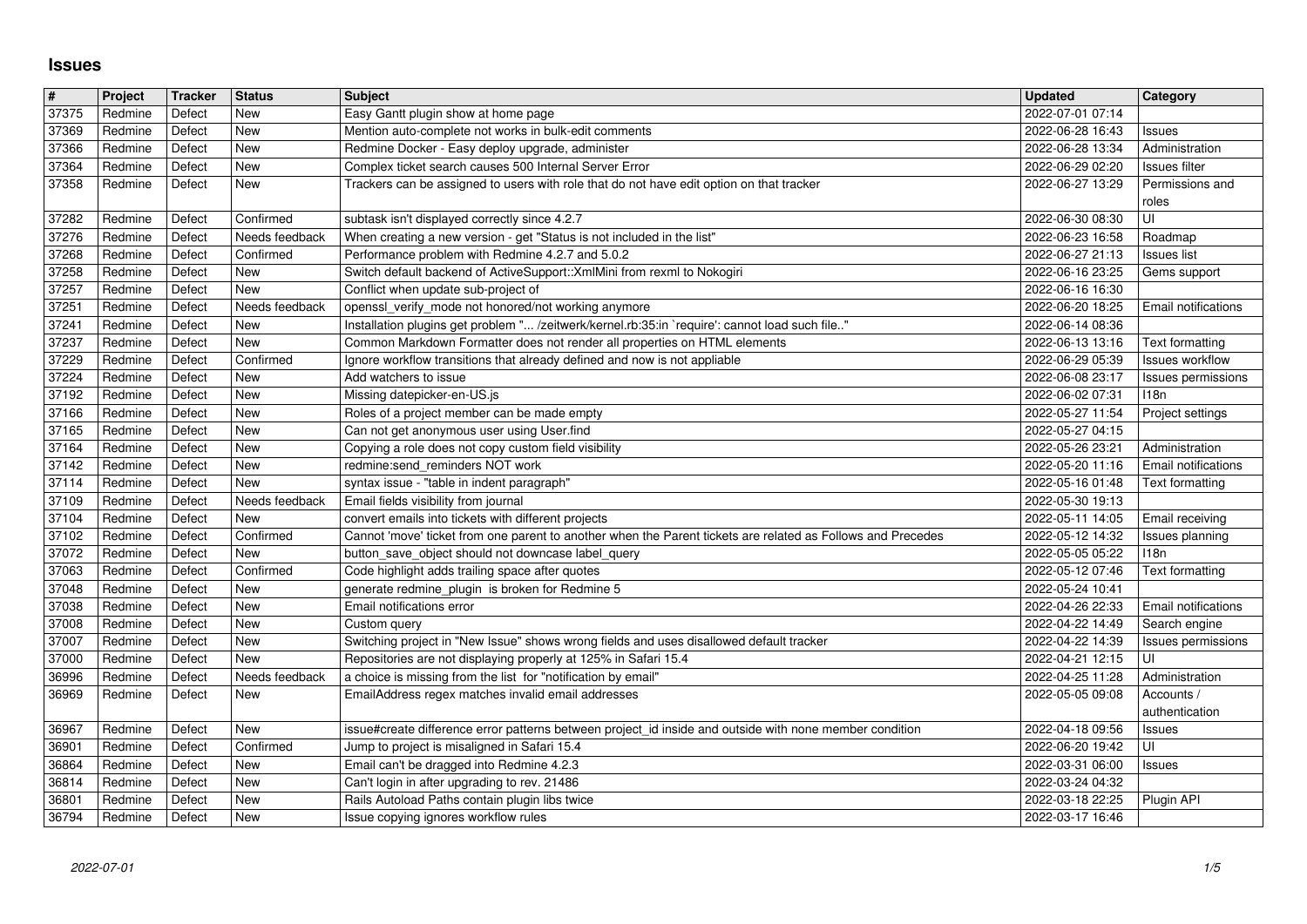# Issues

| # | Project | Tracker | Status | Subject | Updated | Category |
|---|---|---|---|---|---|---|
| 37375 | Redmine | Defect | New | Easy Gantt plugin show at home page | 2022-07-01 07:14 | |
| 37369 | Redmine | Defect | New | Mention auto-complete not works in bulk-edit comments | 2022-06-28 16:43 | Issues |
| 37366 | Redmine | Defect | New | Redmine Docker - Easy deploy upgrade, administer | 2022-06-28 13:34 | Administration |
| 37364 | Redmine | Defect | New | Complex ticket search causes 500 Internal Server Error | 2022-06-29 02:20 | Issues filter |
| 37358 | Redmine | Defect | New | Trackers can be assigned to users with role that do not have edit option on that tracker | 2022-06-27 13:29 | Permissions and roles |
| 37282 | Redmine | Defect | Confirmed | subtask isn't displayed correctly since 4.2.7 | 2022-06-30 08:30 | UI |
| 37276 | Redmine | Defect | Needs feedback | When creating a new version - get "Status is not included in the list" | 2022-06-23 16:58 | Roadmap |
| 37268 | Redmine | Defect | Confirmed | Performance problem with Redmine 4.2.7 and 5.0.2 | 2022-06-27 21:13 | Issues list |
| 37258 | Redmine | Defect | New | Switch default backend of ActiveSupport::XmlMini from rexml to Nokogiri | 2022-06-16 23:25 | Gems support |
| 37257 | Redmine | Defect | New | Conflict when update sub-project of | 2022-06-16 16:30 | |
| 37251 | Redmine | Defect | Needs feedback | openssl_verify_mode not honored/not working anymore | 2022-06-20 18:25 | Email notifications |
| 37241 | Redmine | Defect | New | Installation plugins get problem "... /zeitwerk/kernel.rb:35:in `require': cannot load such file.." | 2022-06-14 08:36 | |
| 37237 | Redmine | Defect | New | Common Markdown Formatter does not render all properties on HTML elements | 2022-06-13 13:16 | Text formatting |
| 37229 | Redmine | Defect | Confirmed | Ignore workflow transitions that already defined and now is not appliable | 2022-06-29 05:39 | Issues workflow |
| 37224 | Redmine | Defect | New | Add watchers to issue | 2022-06-08 23:17 | Issues permissions |
| 37192 | Redmine | Defect | New | Missing datepicker-en-US.js | 2022-06-02 07:31 | I18n |
| 37166 | Redmine | Defect | New | Roles of a project member can be made empty | 2022-05-27 11:54 | Project settings |
| 37165 | Redmine | Defect | New | Can not get anonymous user using User.find | 2022-05-27 04:15 | |
| 37164 | Redmine | Defect | New | Copying a role does not copy custom field visibility | 2022-05-26 23:21 | Administration |
| 37142 | Redmine | Defect | New | redmine:send_reminders NOT work | 2022-05-20 11:16 | Email notifications |
| 37114 | Redmine | Defect | New | syntax issue - "table in indent paragraph" | 2022-05-16 01:48 | Text formatting |
| 37109 | Redmine | Defect | Needs feedback | Email fields visibility from journal | 2022-05-30 19:13 | |
| 37104 | Redmine | Defect | New | convert emails into tickets with different projects | 2022-05-11 14:05 | Email receiving |
| 37102 | Redmine | Defect | Confirmed | Cannot 'move' ticket from one parent to another when the Parent tickets are related as Follows and Precedes | 2022-05-12 14:32 | Issues planning |
| 37072 | Redmine | Defect | New | button_save_object should not downcase label_query | 2022-05-05 05:22 | I18n |
| 37063 | Redmine | Defect | Confirmed | Code highlight adds trailing space after quotes | 2022-05-12 07:46 | Text formatting |
| 37048 | Redmine | Defect | New | generate redmine_plugin is broken for Redmine 5 | 2022-05-24 10:41 | |
| 37038 | Redmine | Defect | New | Email notifications error | 2022-04-26 22:33 | Email notifications |
| 37008 | Redmine | Defect | New | Custom query | 2022-04-22 14:49 | Search engine |
| 37007 | Redmine | Defect | New | Switching project in "New Issue" shows wrong fields and uses disallowed default tracker | 2022-04-22 14:39 | Issues permissions |
| 37000 | Redmine | Defect | New | Repositories are not displaying properly at 125% in Safari 15.4 | 2022-04-21 12:15 | UI |
| 36996 | Redmine | Defect | Needs feedback | a choice is missing from the list for "notification by email" | 2022-04-25 11:28 | Administration |
| 36969 | Redmine | Defect | New | EmailAddress regex matches invalid email addresses | 2022-05-05 09:08 | Accounts / authentication |
| 36967 | Redmine | Defect | New | issue#create difference error patterns between project_id inside and outside with none member condition | 2022-04-18 09:56 | Issues |
| 36901 | Redmine | Defect | Confirmed | Jump to project is misaligned in Safari 15.4 | 2022-06-20 19:42 | UI |
| 36864 | Redmine | Defect | New | Email can't be dragged into Redmine 4.2.3 | 2022-03-31 06:00 | Issues |
| 36814 | Redmine | Defect | New | Can't login in after upgrading to rev. 21486 | 2022-03-24 04:32 | |
| 36801 | Redmine | Defect | New | Rails Autoload Paths contain plugin libs twice | 2022-03-18 22:25 | Plugin API |
| 36794 | Redmine | Defect | New | Issue copying ignores workflow rules | 2022-03-17 16:46 | |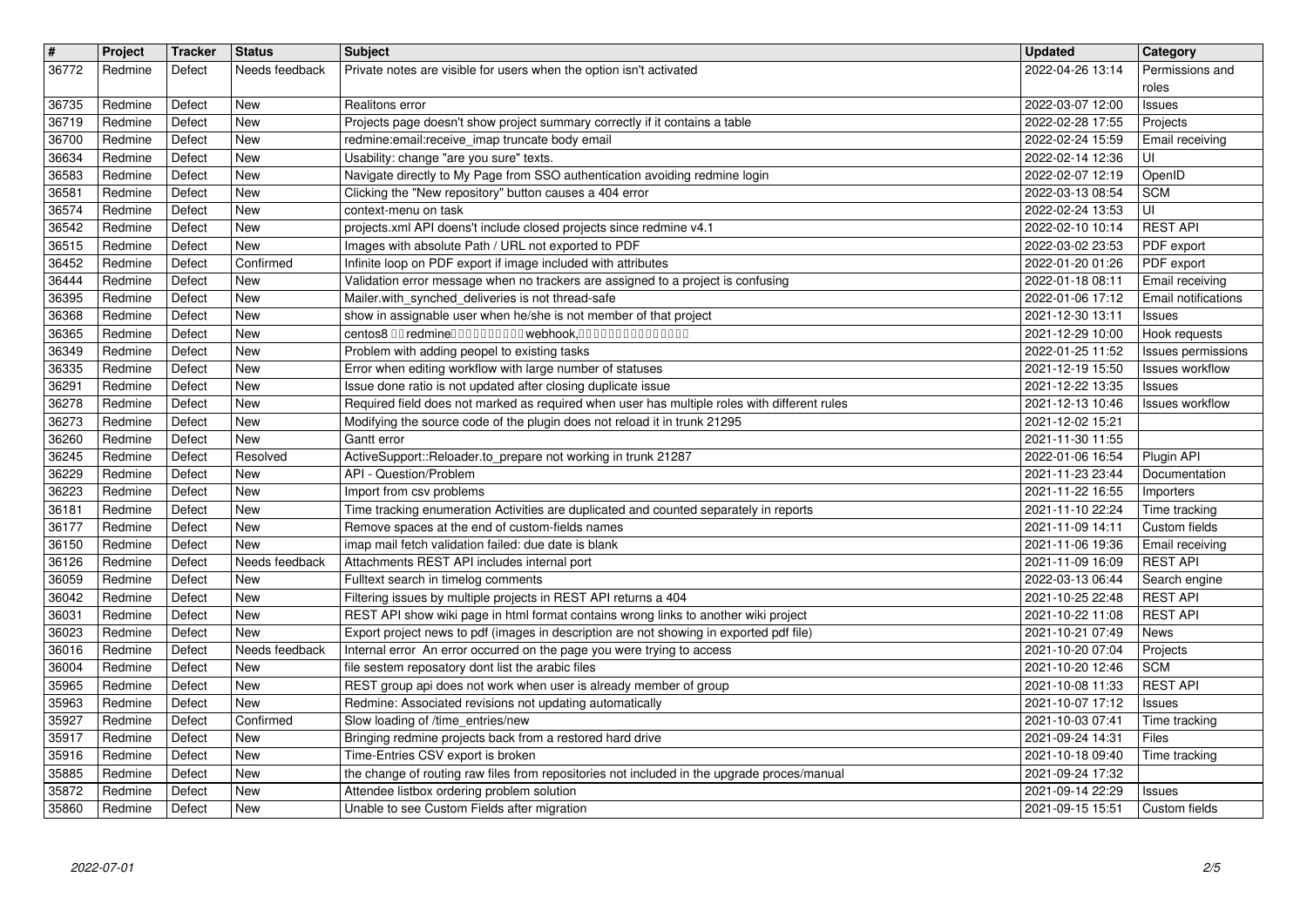| # | Project | Tracker | Status | Subject | Updated | Category |
|---|---|---|---|---|---|---|
| 36772 | Redmine | Defect | Needs feedback | Private notes are visible for users when the option isn't activated | 2022-04-26 13:14 | Permissions and roles |
| 36735 | Redmine | Defect | New | Realitons error | 2022-03-07 12:00 | Issues |
| 36719 | Redmine | Defect | New | Projects page doesn't show project summary correctly if it contains a table | 2022-02-28 17:55 | Projects |
| 36700 | Redmine | Defect | New | redmine:email:receive_imap truncate body email | 2022-02-24 15:59 | Email receiving |
| 36634 | Redmine | Defect | New | Usability: change "are you sure" texts. | 2022-02-14 12:36 | UI |
| 36583 | Redmine | Defect | New | Navigate directly to My Page from SSO authentication avoiding redmine login | 2022-02-07 12:19 | OpenID |
| 36581 | Redmine | Defect | New | Clicking the "New repository" button causes a 404 error | 2022-03-13 08:54 | SCM |
| 36574 | Redmine | Defect | New | context-menu on task | 2022-02-24 13:53 | UI |
| 36542 | Redmine | Defect | New | projects.xml API doens't include closed projects since redmine v4.1 | 2022-02-10 10:14 | REST API |
| 36515 | Redmine | Defect | New | Images with absolute Path / URL not exported to PDF | 2022-03-02 23:53 | PDF export |
| 36452 | Redmine | Defect | Confirmed | Infinite loop on PDF export if image included with attributes | 2022-01-20 01:26 | PDF export |
| 36444 | Redmine | Defect | New | Validation error message when no trackers are assigned to a project is confusing | 2022-01-18 08:11 | Email receiving |
| 36395 | Redmine | Defect | New | Mailer.with_synched_deliveries is not thread-safe | 2022-01-06 17:12 | Email notifications |
| 36368 | Redmine | Defect | New | show in assignable user when he/she is not member of that project | 2021-12-30 13:11 | Issues |
| 36365 | Redmine | Defect | New | centos8 □□ redmine□□□□□□□□□□ webhook,□□□□□□□□□□□□□□□□ | 2021-12-29 10:00 | Hook requests |
| 36349 | Redmine | Defect | New | Problem with adding peopel to existing tasks | 2022-01-25 11:52 | Issues permissions |
| 36335 | Redmine | Defect | New | Error when editing workflow with large number of statuses | 2021-12-19 15:50 | Issues workflow |
| 36291 | Redmine | Defect | New | Issue done ratio is not updated after closing duplicate issue | 2021-12-22 13:35 | Issues |
| 36278 | Redmine | Defect | New | Required field does not marked as required when user has multiple roles with different rules | 2021-12-13 10:46 | Issues workflow |
| 36273 | Redmine | Defect | New | Modifying the source code of the plugin does not reload it in trunk 21295 | 2021-12-02 15:21 | |
| 36260 | Redmine | Defect | New | Gantt error | 2021-11-30 11:55 | |
| 36245 | Redmine | Defect | Resolved | ActiveSupport::Reloader.to_prepare not working in trunk 21287 | 2022-01-06 16:54 | Plugin API |
| 36229 | Redmine | Defect | New | API - Question/Problem | 2021-11-23 23:44 | Documentation |
| 36223 | Redmine | Defect | New | Import from csv problems | 2021-11-22 16:55 | Importers |
| 36181 | Redmine | Defect | New | Time tracking enumeration Activities are duplicated and counted separately in reports | 2021-11-10 22:24 | Time tracking |
| 36177 | Redmine | Defect | New | Remove spaces at the end of custom-fields names | 2021-11-09 14:11 | Custom fields |
| 36150 | Redmine | Defect | New | imap mail fetch validation failed: due date is blank | 2021-11-06 19:36 | Email receiving |
| 36126 | Redmine | Defect | Needs feedback | Attachments REST API includes internal port | 2021-11-09 16:09 | REST API |
| 36059 | Redmine | Defect | New | Fulltext search in timelog comments | 2022-03-13 06:44 | Search engine |
| 36042 | Redmine | Defect | New | Filtering issues by multiple projects in REST API returns a 404 | 2021-10-25 22:48 | REST API |
| 36031 | Redmine | Defect | New | REST API show wiki page in html format contains wrong links to another wiki project | 2021-10-22 11:08 | REST API |
| 36023 | Redmine | Defect | New | Export project news to pdf (images in description are not showing in exported pdf file) | 2021-10-21 07:49 | News |
| 36016 | Redmine | Defect | Needs feedback | Internal error An error occurred on the page you were trying to access | 2021-10-20 07:04 | Projects |
| 36004 | Redmine | Defect | New | file sestem reposatory dont list the arabic files | 2021-10-20 12:46 | SCM |
| 35965 | Redmine | Defect | New | REST group api does not work when user is already member of group | 2021-10-08 11:33 | REST API |
| 35963 | Redmine | Defect | New | Redmine: Associated revisions not updating automatically | 2021-10-07 17:12 | Issues |
| 35927 | Redmine | Defect | Confirmed | Slow loading of /time_entries/new | 2021-10-03 07:41 | Time tracking |
| 35917 | Redmine | Defect | New | Bringing redmine projects back from a restored hard drive | 2021-09-24 14:31 | Files |
| 35916 | Redmine | Defect | New | Time-Entries CSV export is broken | 2021-10-18 09:40 | Time tracking |
| 35885 | Redmine | Defect | New | the change of routing raw files from repositories not included in the upgrade proces/manual | 2021-09-24 17:32 | |
| 35872 | Redmine | Defect | New | Attendee listbox ordering problem solution | 2021-09-14 22:29 | Issues |
| 35860 | Redmine | Defect | New | Unable to see Custom Fields after migration | 2021-09-15 15:51 | Custom fields |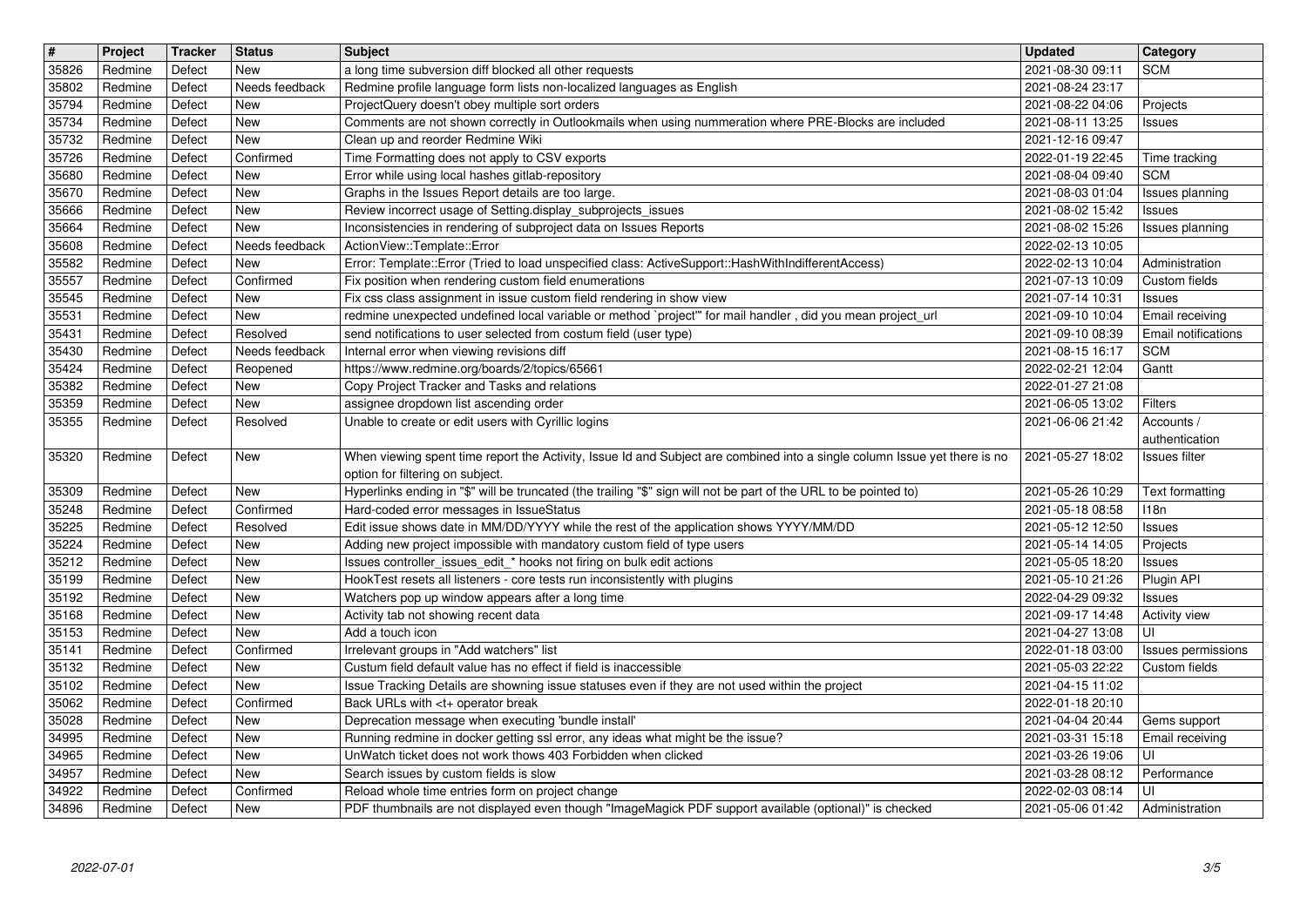| # | Project | Tracker | Status | Subject | Updated | Category |
| --- | --- | --- | --- | --- | --- | --- |
| 35826 | Redmine | Defect | New | a long time subversion diff blocked all other requests | 2021-08-30 09:11 | SCM |
| 35802 | Redmine | Defect | Needs feedback | Redmine profile language form lists non-localized languages as English | 2021-08-24 23:17 | |
| 35794 | Redmine | Defect | New | ProjectQuery doesn't obey multiple sort orders | 2021-08-22 04:06 | Projects |
| 35734 | Redmine | Defect | New | Comments are not shown correctly in Outlookmails when using nummeration where PRE-Blocks are included | 2021-08-11 13:25 | Issues |
| 35732 | Redmine | Defect | New | Clean up and reorder Redmine Wiki | 2021-12-16 09:47 | |
| 35726 | Redmine | Defect | Confirmed | Time Formatting does not apply to CSV exports | 2022-01-19 22:45 | Time tracking |
| 35680 | Redmine | Defect | New | Error while using local hashes gitlab-repository | 2021-08-04 09:40 | SCM |
| 35670 | Redmine | Defect | New | Graphs in the Issues Report details are too large. | 2021-08-03 01:04 | Issues planning |
| 35666 | Redmine | Defect | New | Review incorrect usage of Setting.display_subprojects_issues | 2021-08-02 15:42 | Issues |
| 35664 | Redmine | Defect | New | Inconsistencies in rendering of subproject data on Issues Reports | 2021-08-02 15:26 | Issues planning |
| 35608 | Redmine | Defect | Needs feedback | ActionView::Template::Error | 2022-02-13 10:05 | |
| 35582 | Redmine | Defect | New | Error: Template::Error (Tried to load unspecified class: ActiveSupport::HashWithIndifferentAccess) | 2022-02-13 10:04 | Administration |
| 35557 | Redmine | Defect | Confirmed | Fix position when rendering custom field enumerations | 2021-07-13 10:09 | Custom fields |
| 35545 | Redmine | Defect | New | Fix css class assignment in issue custom field rendering in show view | 2021-07-14 10:31 | Issues |
| 35531 | Redmine | Defect | New | redmine unexpected undefined local variable or method `project'" for mail handler , did you mean project_url | 2021-09-10 10:04 | Email receiving |
| 35431 | Redmine | Defect | Resolved | send notifications to user selected from costum field (user type) | 2021-09-10 08:39 | Email notifications |
| 35430 | Redmine | Defect | Needs feedback | Internal error when viewing revisions diff | 2021-08-15 16:17 | SCM |
| 35424 | Redmine | Defect | Reopened | https://www.redmine.org/boards/2/topics/65661 | 2022-02-21 12:04 | Gantt |
| 35382 | Redmine | Defect | New | Copy Project Tracker and Tasks and relations | 2022-01-27 21:08 | |
| 35359 | Redmine | Defect | New | assignee dropdown list ascending order | 2021-06-05 13:02 | Filters |
| 35355 | Redmine | Defect | Resolved | Unable to create or edit users with Cyrillic logins | 2021-06-06 21:42 | Accounts / authentication |
| 35320 | Redmine | Defect | New | When viewing spent time report the Activity, Issue Id and Subject are combined into a single column Issue yet there is no option for filtering on subject. | 2021-05-27 18:02 | Issues filter |
| 35309 | Redmine | Defect | New | Hyperlinks ending in "$" will be truncated (the trailing "$" sign will not be part of the URL to be pointed to) | 2021-05-26 10:29 | Text formatting |
| 35248 | Redmine | Defect | Confirmed | Hard-coded error messages in IssueStatus | 2021-05-18 08:58 | I18n |
| 35225 | Redmine | Defect | Resolved | Edit issue shows date in MM/DD/YYYY while the rest of the application shows YYYY/MM/DD | 2021-05-12 12:50 | Issues |
| 35224 | Redmine | Defect | New | Adding new project impossible with mandatory custom field of type users | 2021-05-14 14:05 | Projects |
| 35212 | Redmine | Defect | New | Issues controller_issues_edit_* hooks not firing on bulk edit actions | 2021-05-05 18:20 | Issues |
| 35199 | Redmine | Defect | New | HookTest resets all listeners - core tests run inconsistently with plugins | 2021-05-10 21:26 | Plugin API |
| 35192 | Redmine | Defect | New | Watchers pop up window appears after a long time | 2022-04-29 09:32 | Issues |
| 35168 | Redmine | Defect | New | Activity tab not showing recent data | 2021-09-17 14:48 | Activity view |
| 35153 | Redmine | Defect | New | Add a touch icon | 2021-04-27 13:08 | UI |
| 35141 | Redmine | Defect | Confirmed | Irrelevant groups in "Add watchers" list | 2022-01-18 03:00 | Issues permissions |
| 35132 | Redmine | Defect | New | Custum field default value has no effect if field is inaccessible | 2021-05-03 22:22 | Custom fields |
| 35102 | Redmine | Defect | New | Issue Tracking Details are showning issue statuses even if they are not used within the project | 2021-04-15 11:02 | |
| 35062 | Redmine | Defect | Confirmed | Back URLs with <t+ operator break | 2022-01-18 20:10 | |
| 35028 | Redmine | Defect | New | Deprecation message when executing 'bundle install' | 2021-04-04 20:44 | Gems support |
| 34995 | Redmine | Defect | New | Running redmine in docker getting ssl error, any ideas what might be the issue? | 2021-03-31 15:18 | Email receiving |
| 34965 | Redmine | Defect | New | UnWatch ticket does not work thows 403 Forbidden when clicked | 2021-03-26 19:06 | UI |
| 34957 | Redmine | Defect | New | Search issues by custom fields is slow | 2021-03-28 08:12 | Performance |
| 34922 | Redmine | Defect | Confirmed | Reload whole time entries form on project change | 2022-02-03 08:14 | UI |
| 34896 | Redmine | Defect | New | PDF thumbnails are not displayed even though "ImageMagick PDF support available (optional)" is checked | 2021-05-06 01:42 | Administration |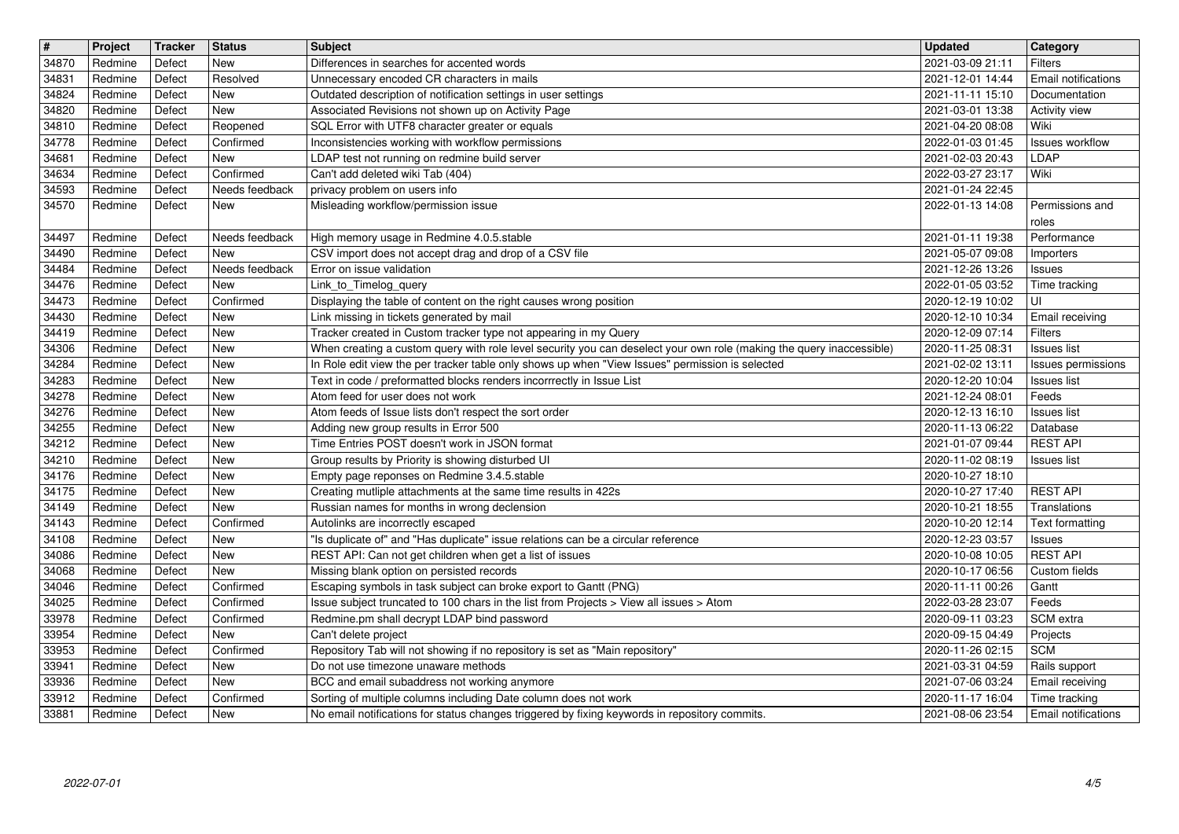| # | Project | Tracker | Status | Subject | Updated | Category |
|---|---|---|---|---|---|---|
| 34870 | Redmine | Defect | New | Differences in searches for accented words | 2021-03-09 21:11 | Filters |
| 34831 | Redmine | Defect | Resolved | Unnecessary encoded CR characters in mails | 2021-12-01 14:44 | Email notifications |
| 34824 | Redmine | Defect | New | Outdated description of notification settings in user settings | 2021-11-11 15:10 | Documentation |
| 34820 | Redmine | Defect | New | Associated Revisions not shown up on Activity Page | 2021-03-01 13:38 | Activity view |
| 34810 | Redmine | Defect | Reopened | SQL Error with UTF8 character greater or equals | 2021-04-20 08:08 | Wiki |
| 34778 | Redmine | Defect | Confirmed | Inconsistencies working with workflow permissions | 2022-01-03 01:45 | Issues workflow |
| 34681 | Redmine | Defect | New | LDAP test not running on redmine build server | 2021-02-03 20:43 | LDAP |
| 34634 | Redmine | Defect | Confirmed | Can't add deleted wiki Tab (404) | 2022-03-27 23:17 | Wiki |
| 34593 | Redmine | Defect | Needs feedback | privacy problem on users info | 2021-01-24 22:45 | |
| 34570 | Redmine | Defect | New | Misleading workflow/permission issue | 2022-01-13 14:08 | Permissions and roles |
| 34497 | Redmine | Defect | Needs feedback | High memory usage in Redmine 4.0.5.stable | 2021-01-11 19:38 | Performance |
| 34490 | Redmine | Defect | New | CSV import does not accept drag and drop of a CSV file | 2021-05-07 09:08 | Importers |
| 34484 | Redmine | Defect | Needs feedback | Error on issue validation | 2021-12-26 13:26 | Issues |
| 34476 | Redmine | Defect | New | Link_to_Timelog_query | 2022-01-05 03:52 | Time tracking |
| 34473 | Redmine | Defect | Confirmed | Displaying the table of content on the right causes wrong position | 2020-12-19 10:02 | UI |
| 34430 | Redmine | Defect | New | Link missing in tickets generated by mail | 2020-12-10 10:34 | Email receiving |
| 34419 | Redmine | Defect | New | Tracker created in Custom tracker type not appearing in my Query | 2020-12-09 07:14 | Filters |
| 34306 | Redmine | Defect | New | When creating a custom query with role level security you can deselect your own role (making the query inaccessible) | 2020-11-25 08:31 | Issues list |
| 34284 | Redmine | Defect | New | In Role edit view the per tracker table only shows up when "View Issues" permission is selected | 2021-02-02 13:11 | Issues permissions |
| 34283 | Redmine | Defect | New | Text in code / preformatted blocks renders incorrrectly in Issue List | 2020-12-20 10:04 | Issues list |
| 34278 | Redmine | Defect | New | Atom feed for user does not work | 2021-12-24 08:01 | Feeds |
| 34276 | Redmine | Defect | New | Atom feeds of Issue lists don't respect the sort order | 2020-12-13 16:10 | Issues list |
| 34255 | Redmine | Defect | New | Adding new group results in Error 500 | 2020-11-13 06:22 | Database |
| 34212 | Redmine | Defect | New | Time Entries POST doesn't work in JSON format | 2021-01-07 09:44 | REST API |
| 34210 | Redmine | Defect | New | Group results by Priority is showing disturbed UI | 2020-11-02 08:19 | Issues list |
| 34176 | Redmine | Defect | New | Empty page reponses on Redmine 3.4.5.stable | 2020-10-27 18:10 | |
| 34175 | Redmine | Defect | New | Creating mutliple attachments at the same time results in 422s | 2020-10-27 17:40 | REST API |
| 34149 | Redmine | Defect | New | Russian names for months in wrong declension | 2020-10-21 18:55 | Translations |
| 34143 | Redmine | Defect | Confirmed | Autolinks are incorrectly escaped | 2020-10-20 12:14 | Text formatting |
| 34108 | Redmine | Defect | New | "Is duplicate of" and "Has duplicate" issue relations can be a circular reference | 2020-12-23 03:57 | Issues |
| 34086 | Redmine | Defect | New | REST API: Can not get children when get a list of issues | 2020-10-08 10:05 | REST API |
| 34068 | Redmine | Defect | New | Missing blank option on persisted records | 2020-10-17 06:56 | Custom fields |
| 34046 | Redmine | Defect | Confirmed | Escaping symbols in task subject can broke export to Gantt (PNG) | 2020-11-11 00:26 | Gantt |
| 34025 | Redmine | Defect | Confirmed | Issue subject truncated to 100 chars in the list from Projects > View all issues > Atom | 2022-03-28 23:07 | Feeds |
| 33978 | Redmine | Defect | Confirmed | Redmine.pm shall decrypt LDAP bind password | 2020-09-11 03:23 | SCM extra |
| 33954 | Redmine | Defect | New | Can't delete project | 2020-09-15 04:49 | Projects |
| 33953 | Redmine | Defect | Confirmed | Repository Tab will not showing if no repository is set as "Main repository" | 2020-11-26 02:15 | SCM |
| 33941 | Redmine | Defect | New | Do not use timezone unaware methods | 2021-03-31 04:59 | Rails support |
| 33936 | Redmine | Defect | New | BCC and email subaddress not working anymore | 2021-07-06 03:24 | Email receiving |
| 33912 | Redmine | Defect | Confirmed | Sorting of multiple columns including Date column does not work | 2020-11-17 16:04 | Time tracking |
| 33881 | Redmine | Defect | New | No email notifications for status changes triggered by fixing keywords in repository commits. | 2021-08-06 23:54 | Email notifications |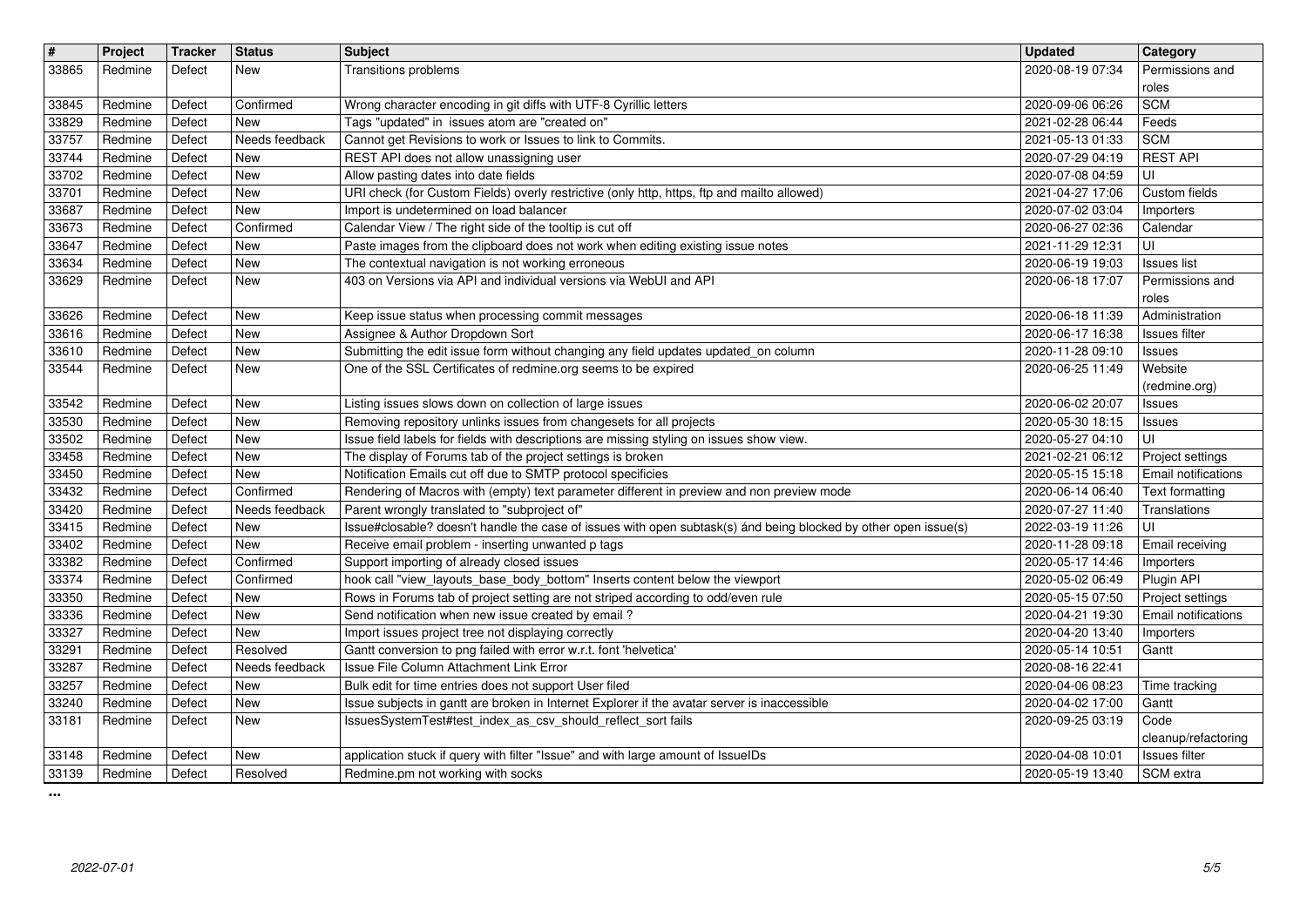| # | Project | Tracker | Status | Subject | Updated | Category |
|---|---|---|---|---|---|---|
| 33865 | Redmine | Defect | New | Transitions problems | 2020-08-19 07:34 | Permissions and roles |
| 33845 | Redmine | Defect | Confirmed | Wrong character encoding in git diffs with UTF-8 Cyrillic letters | 2020-09-06 06:26 | SCM |
| 33829 | Redmine | Defect | New | Tags "updated" in issues atom are "created on" | 2021-02-28 06:44 | Feeds |
| 33757 | Redmine | Defect | Needs feedback | Cannot get Revisions to work or Issues to link to Commits. | 2021-05-13 01:33 | SCM |
| 33744 | Redmine | Defect | New | REST API does not allow unassigning user | 2020-07-29 04:19 | REST API |
| 33702 | Redmine | Defect | New | Allow pasting dates into date fields | 2020-07-08 04:59 | UI |
| 33701 | Redmine | Defect | New | URI check (for Custom Fields) overly restrictive (only http, https, ftp and mailto allowed) | 2021-04-27 17:06 | Custom fields |
| 33687 | Redmine | Defect | New | Import is undetermined on load balancer | 2020-07-02 03:04 | Importers |
| 33673 | Redmine | Defect | Confirmed | Calendar View / The right side of the tooltip is cut off | 2020-06-27 02:36 | Calendar |
| 33647 | Redmine | Defect | New | Paste images from the clipboard does not work when editing existing issue notes | 2021-11-29 12:31 | UI |
| 33634 | Redmine | Defect | New | The contextual navigation is not working erroneous | 2020-06-19 19:03 | Issues list |
| 33629 | Redmine | Defect | New | 403 on Versions via API and individual versions via WebUI and API | 2020-06-18 17:07 | Permissions and roles |
| 33626 | Redmine | Defect | New | Keep issue status when processing commit messages | 2020-06-18 11:39 | Administration |
| 33616 | Redmine | Defect | New | Assignee & Author Dropdown Sort | 2020-06-17 16:38 | Issues filter |
| 33610 | Redmine | Defect | New | Submitting the edit issue form without changing any field updates updated_on column | 2020-11-28 09:10 | Issues |
| 33544 | Redmine | Defect | New | One of the SSL Certificates of redmine.org seems to be expired | 2020-06-25 11:49 | Website (redmine.org) |
| 33542 | Redmine | Defect | New | Listing issues slows down on collection of large issues | 2020-06-02 20:07 | Issues |
| 33530 | Redmine | Defect | New | Removing repository unlinks issues from changesets for all projects | 2020-05-30 18:15 | Issues |
| 33502 | Redmine | Defect | New | Issue field labels for fields with descriptions are missing styling on issues show view. | 2020-05-27 04:10 | UI |
| 33458 | Redmine | Defect | New | The display of Forums tab of the project settings is broken | 2021-02-21 06:12 | Project settings |
| 33450 | Redmine | Defect | New | Notification Emails cut off due to SMTP protocol specificies | 2020-05-15 15:18 | Email notifications |
| 33432 | Redmine | Defect | Confirmed | Rendering of Macros with (empty) text parameter different in preview and non preview mode | 2020-06-14 06:40 | Text formatting |
| 33420 | Redmine | Defect | Needs feedback | Parent wrongly translated to "subproject of" | 2020-07-27 11:40 | Translations |
| 33415 | Redmine | Defect | New | Issue#closable? doesn't handle the case of issues with open subtask(s) ánd being blocked by other open issue(s) | 2022-03-19 11:26 | UI |
| 33402 | Redmine | Defect | New | Receive email problem - inserting unwanted p tags | 2020-11-28 09:18 | Email receiving |
| 33382 | Redmine | Defect | Confirmed | Support importing of already closed issues | 2020-05-17 14:46 | Importers |
| 33374 | Redmine | Defect | Confirmed | hook call "view_layouts_base_body_bottom" Inserts content below the viewport | 2020-05-02 06:49 | Plugin API |
| 33350 | Redmine | Defect | New | Rows in Forums tab of project setting are not striped according to odd/even rule | 2020-05-15 07:50 | Project settings |
| 33336 | Redmine | Defect | New | Send notification when new issue created by email ? | 2020-04-21 19:30 | Email notifications |
| 33327 | Redmine | Defect | New | Import issues project tree not displaying correctly | 2020-04-20 13:40 | Importers |
| 33291 | Redmine | Defect | Resolved | Gantt conversion to png failed with error w.r.t. font 'helvetica' | 2020-05-14 10:51 | Gantt |
| 33287 | Redmine | Defect | Needs feedback | Issue File Column Attachment Link Error | 2020-08-16 22:41 | |
| 33257 | Redmine | Defect | New | Bulk edit for time entries does not support User filed | 2020-04-06 08:23 | Time tracking |
| 33240 | Redmine | Defect | New | Issue subjects in gantt are broken in Internet Explorer if the avatar server is inaccessible | 2020-04-02 17:00 | Gantt |
| 33181 | Redmine | Defect | New | IssuesSystemTest#test_index_as_csv_should_reflect_sort fails | 2020-09-25 03:19 | Code cleanup/refactoring |
| 33148 | Redmine | Defect | New | application stuck if query with filter "Issue" and with large amount of IssueIDs | 2020-04-08 10:01 | Issues filter |
| 33139 | Redmine | Defect | Resolved | Redmine.pm not working with socks | 2020-05-19 13:40 | SCM extra |

...